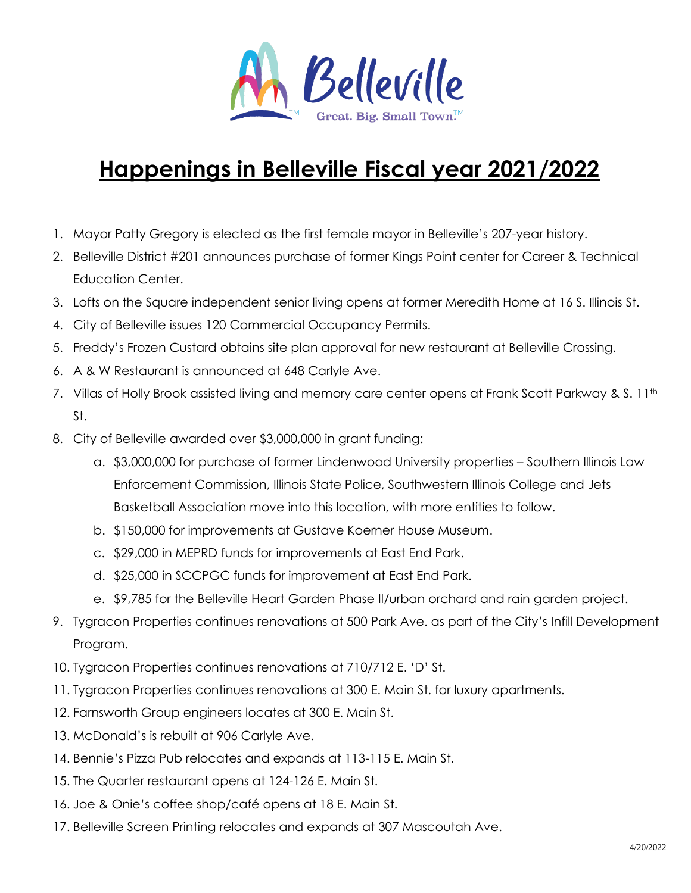Belleville

Great. Big. Small Town.™

# Happenings in Belleville Fiscal year 2021/2022

1. Mayor Patty Gregory is elected as the first female mayor in Belleville's 207-year history.
2. Belleville District #201 announces purchase of former Kings Point center for Career & Technical Education Center.
3. Lofts on the Square independent senior living opens at former Meredith Home at 16 S. Illinois St.
4. City of Belleville issues 120 Commercial Occupancy Permits.
5. Freddy's Frozen Custard obtains site plan approval for new restaurant at Belleville Crossing.
6. A & W Restaurant is announced at 648 Carlyle Ave.
7. Villas of Holly Brook assisted living and memory care center opens at Frank Scott Parkway & S. 11th St.
8. City of Belleville awarded over $3,000,000 in grant funding:
   a. $3,000,000 for purchase of former Lindenwood University properties – Southern Illinois Law Enforcement Commission, Illinois State Police, Southwestern Illinois College and Jets Basketball Association move into this location, with more entities to follow.
   b. $150,000 for improvements at Gustave Koerner House Museum.
   c. $29,000 in MEPRD funds for improvements at East End Park.
   d. $25,000 in SCCPGC funds for improvement at East End Park.
   e. $9,785 for the Belleville Heart Garden Phase II/urban orchard and rain garden project.
9. Tygracon Properties continues renovations at 500 Park Ave. as part of the City's Infill Development Program.
10. Tygracon Properties continues renovations at 710/712 E. 'D' St.
11. Tygracon Properties continues renovations at 300 E. Main St. for luxury apartments.
12. Farnsworth Group engineers locates at 300 E. Main St.
13. McDonald's is rebuilt at 906 Carlyle Ave.
14. Bennie's Pizza Pub relocates and expands at 113-115 E. Main St.
15. The Quarter restaurant opens at 124-126 E. Main St.
16. Joe & Onie's coffee shop/café opens at 18 E. Main St.
17. Belleville Screen Printing relocates and expands at 307 Mascoutah Ave.

4/20/2022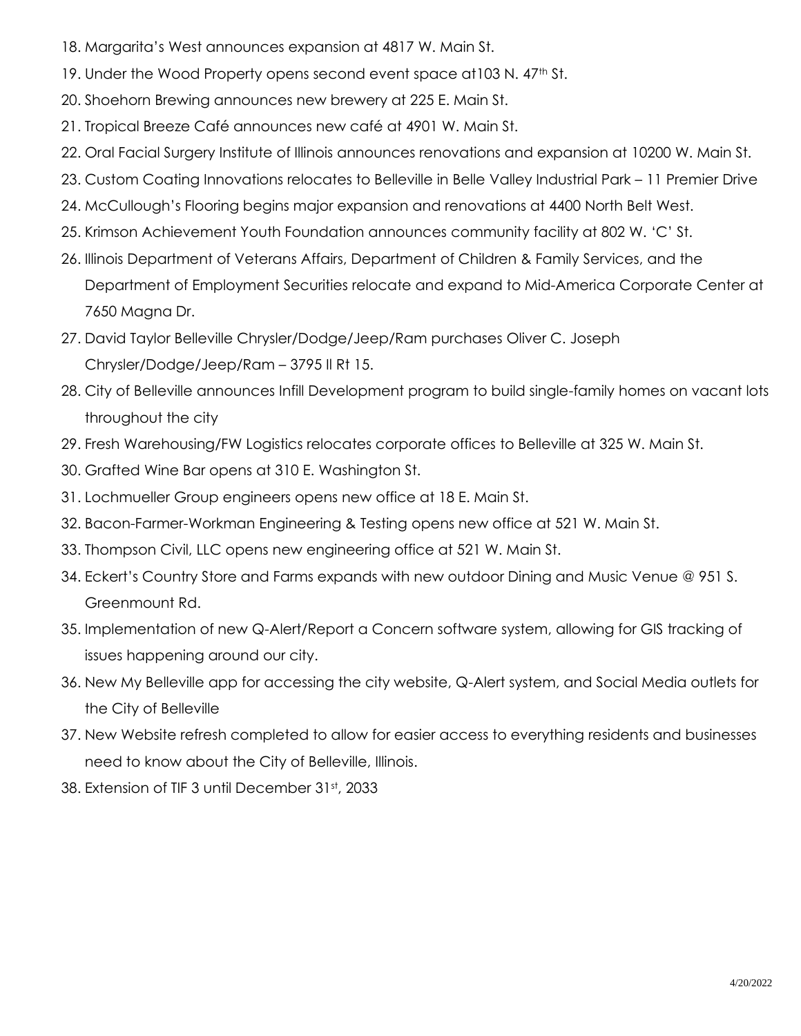18. Margarita's West announces expansion at 4817 W. Main St.
19. Under the Wood Property opens second event space at103 N. 47th St.
20. Shoehorn Brewing announces new brewery at 225 E. Main St.
21. Tropical Breeze Café announces new café at 4901 W. Main St.
22. Oral Facial Surgery Institute of Illinois announces renovations and expansion at 10200 W. Main St.
23. Custom Coating Innovations relocates to Belleville in Belle Valley Industrial Park – 11 Premier Drive
24. McCullough's Flooring begins major expansion and renovations at 4400 North Belt West.
25. Krimson Achievement Youth Foundation announces community facility at 802 W. 'C' St.
26. Illinois Department of Veterans Affairs, Department of Children & Family Services, and the Department of Employment Securities relocate and expand to Mid-America Corporate Center at 7650 Magna Dr.
27. David Taylor Belleville Chrysler/Dodge/Jeep/Ram purchases Oliver C. Joseph Chrysler/Dodge/Jeep/Ram – 3795 Il Rt 15.
28. City of Belleville announces Infill Development program to build single-family homes on vacant lots throughout the city
29. Fresh Warehousing/FW Logistics relocates corporate offices to Belleville at 325 W. Main St.
30. Grafted Wine Bar opens at 310 E. Washington St.
31. Lochmueller Group engineers opens new office at 18 E. Main St.
32. Bacon-Farmer-Workman Engineering & Testing opens new office at 521 W. Main St.
33. Thompson Civil, LLC opens new engineering office at 521 W. Main St.
34. Eckert's Country Store and Farms expands with new outdoor Dining and Music Venue @ 951 S. Greenmount Rd.
35. Implementation of new Q-Alert/Report a Concern software system, allowing for GIS tracking of issues happening around our city.
36. New My Belleville app for accessing the city website, Q-Alert system, and Social Media outlets for the City of Belleville
37. New Website refresh completed to allow for easier access to everything residents and businesses need to know about the City of Belleville, Illinois.
38. Extension of TIF 3 until December 31st, 2033

4/20/2022